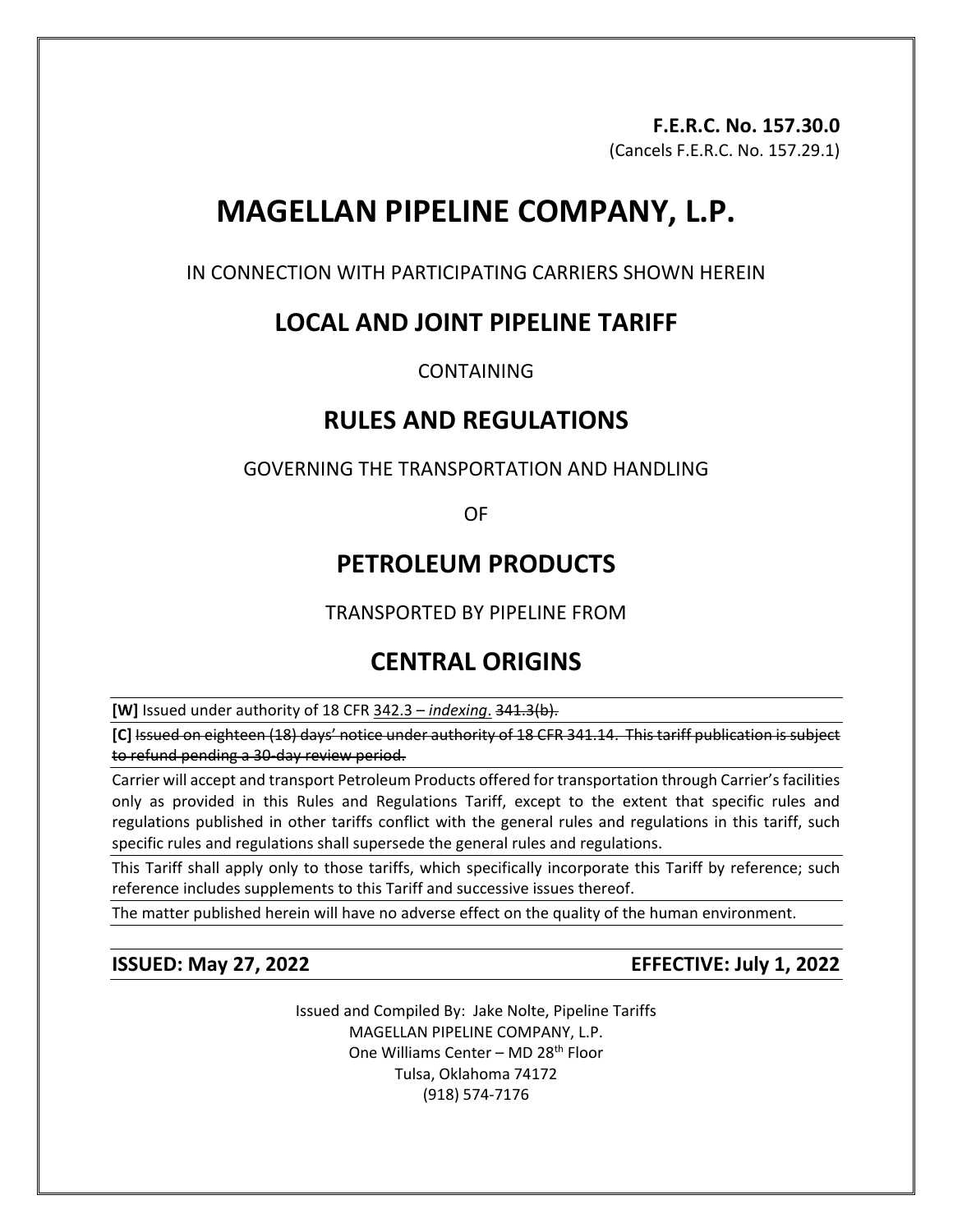**F.E.R.C. No. 157.30.0**
(Cancels F.E.R.C. No. 157.29.1)

# MAGELLAN PIPELINE COMPANY, L.P.

IN CONNECTION WITH PARTICIPATING CARRIERS SHOWN HEREIN

## LOCAL AND JOINT PIPELINE TARIFF

CONTAINING

## RULES AND REGULATIONS

GOVERNING THE TRANSPORTATION AND HANDLING

OF

## PETROLEUM PRODUCTS

TRANSPORTED BY PIPELINE FROM

## CENTRAL ORIGINS

**[W]** Issued under authority of 18 CFR 342.3 – *indexing*. ~~341.3(b).~~

**[C]** ~~Issued on eighteen (18) days' notice under authority of 18 CFR 341.14. This tariff publication is subject to refund pending a 30-day review period.~~

Carrier will accept and transport Petroleum Products offered for transportation through Carrier's facilities only as provided in this Rules and Regulations Tariff, except to the extent that specific rules and regulations published in other tariffs conflict with the general rules and regulations in this tariff, such specific rules and regulations shall supersede the general rules and regulations.

This Tariff shall apply only to those tariffs, which specifically incorporate this Tariff by reference; such reference includes supplements to this Tariff and successive issues thereof.

The matter published herein will have no adverse effect on the quality of the human environment.

**ISSUED: May 27, 2022** **EFFECTIVE: July 1, 2022**

Issued and Compiled By: Jake Nolte, Pipeline Tariffs
MAGELLAN PIPELINE COMPANY, L.P.
One Williams Center – MD 28th Floor
Tulsa, Oklahoma 74172
(918) 574-7176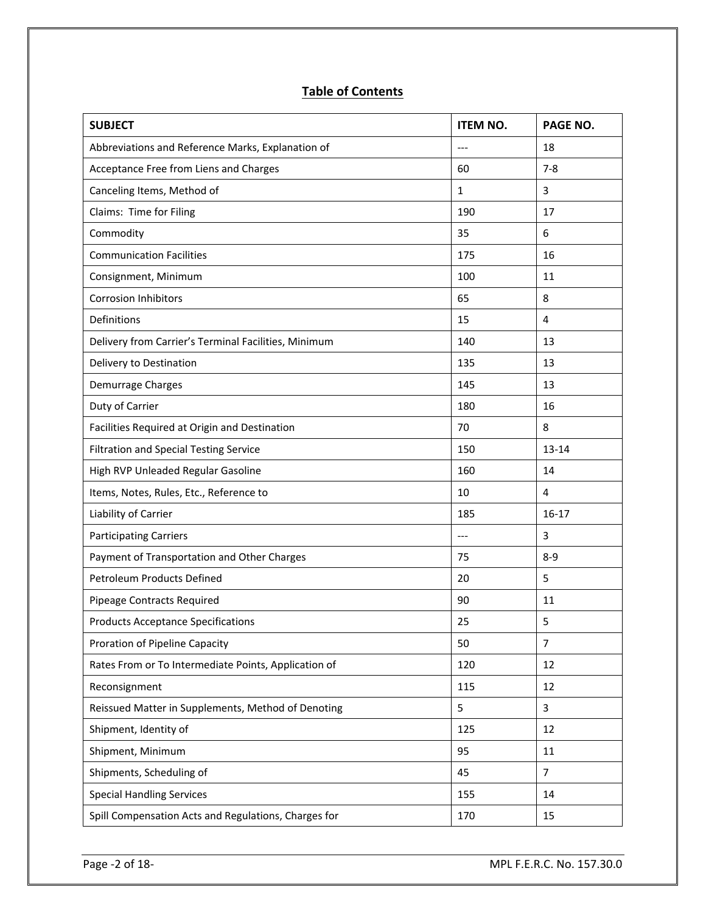## Table of Contents

| SUBJECT | ITEM NO. | PAGE NO. |
|---|---|---|
| Abbreviations and Reference Marks, Explanation of | --- | 18 |
| Acceptance Free from Liens and Charges | 60 | 7-8 |
| Canceling Items, Method of | 1 | 3 |
| Claims: Time for Filing | 190 | 17 |
| Commodity | 35 | 6 |
| Communication Facilities | 175 | 16 |
| Consignment, Minimum | 100 | 11 |
| Corrosion Inhibitors | 65 | 8 |
| Definitions | 15 | 4 |
| Delivery from Carrier's Terminal Facilities, Minimum | 140 | 13 |
| Delivery to Destination | 135 | 13 |
| Demurrage Charges | 145 | 13 |
| Duty of Carrier | 180 | 16 |
| Facilities Required at Origin and Destination | 70 | 8 |
| Filtration and Special Testing Service | 150 | 13-14 |
| High RVP Unleaded Regular Gasoline | 160 | 14 |
| Items, Notes, Rules, Etc., Reference to | 10 | 4 |
| Liability of Carrier | 185 | 16-17 |
| Participating Carriers | --- | 3 |
| Payment of Transportation and Other Charges | 75 | 8-9 |
| Petroleum Products Defined | 20 | 5 |
| Pipeage Contracts Required | 90 | 11 |
| Products Acceptance Specifications | 25 | 5 |
| Proration of Pipeline Capacity | 50 | 7 |
| Rates From or To Intermediate Points, Application of | 120 | 12 |
| Reconsignment | 115 | 12 |
| Reissued Matter in Supplements, Method of Denoting | 5 | 3 |
| Shipment, Identity of | 125 | 12 |
| Shipment, Minimum | 95 | 11 |
| Shipments, Scheduling of | 45 | 7 |
| Special Handling Services | 155 | 14 |
| Spill Compensation Acts and Regulations, Charges for | 170 | 15 |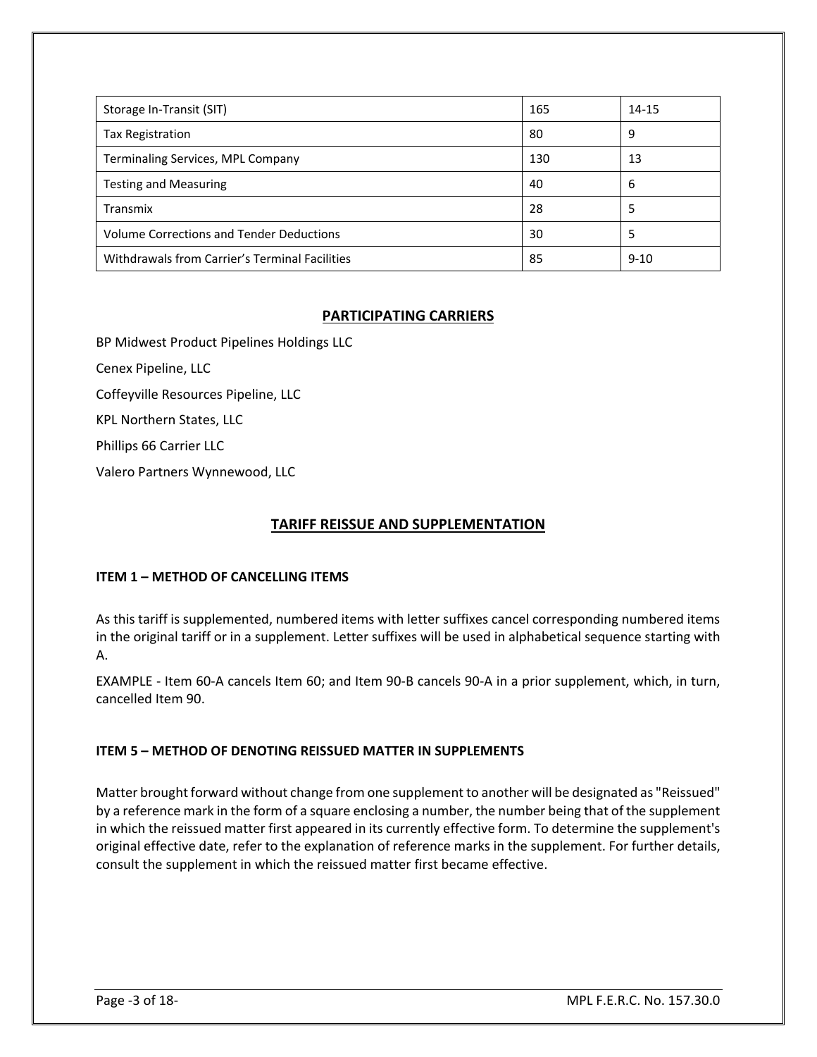| Storage In-Transit (SIT) | 165 | 14-15 |
|---|---|---|
| Tax Registration | 80 | 9 |
| Terminaling Services, MPL Company | 130 | 13 |
| Testing and Measuring | 40 | 6 |
| Transmix | 28 | 5 |
| Volume Corrections and Tender Deductions | 30 | 5 |
| Withdrawals from Carrier's Terminal Facilities | 85 | 9-10 |

## PARTICIPATING CARRIERS

BP Midwest Product Pipelines Holdings LLC

Cenex Pipeline, LLC

Coffeyville Resources Pipeline, LLC

KPL Northern States, LLC

Phillips 66 Carrier LLC

Valero Partners Wynnewood, LLC

## TARIFF REISSUE AND SUPPLEMENTATION

### ITEM 1 – METHOD OF CANCELLING ITEMS

As this tariff is supplemented, numbered items with letter suffixes cancel corresponding numbered items in the original tariff or in a supplement. Letter suffixes will be used in alphabetical sequence starting with A.

EXAMPLE - Item 60-A cancels Item 60; and Item 90-B cancels 90-A in a prior supplement, which, in turn, cancelled Item 90.

### ITEM 5 – METHOD OF DENOTING REISSUED MATTER IN SUPPLEMENTS

Matter brought forward without change from one supplement to another will be designated as "Reissued" by a reference mark in the form of a square enclosing a number, the number being that of the supplement in which the reissued matter first appeared in its currently effective form. To determine the supplement's original effective date, refer to the explanation of reference marks in the supplement. For further details, consult the supplement in which the reissued matter first became effective.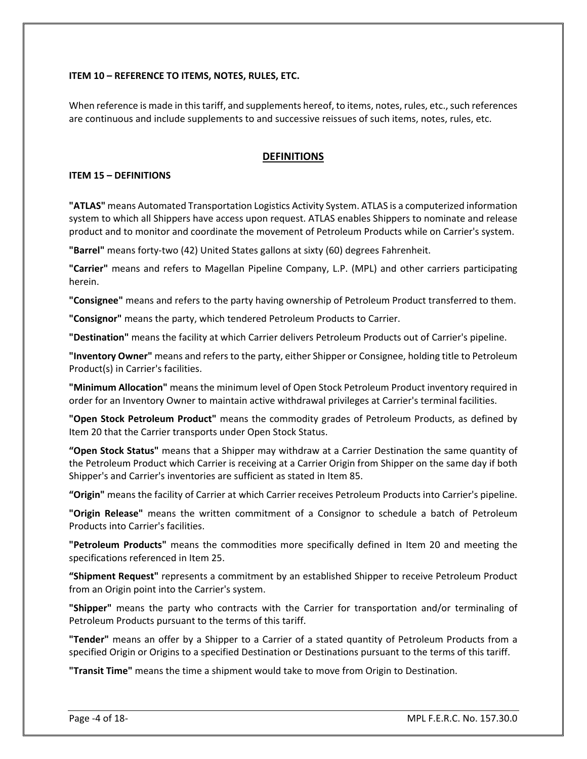**ITEM 10 – REFERENCE TO ITEMS, NOTES, RULES, ETC.**

When reference is made in this tariff, and supplements hereof, to items, notes, rules, etc., such references are continuous and include supplements to and successive reissues of such items, notes, rules, etc.

## DEFINITIONS

**ITEM 15 – DEFINITIONS**

**"ATLAS"** means Automated Transportation Logistics Activity System. ATLAS is a computerized information system to which all Shippers have access upon request. ATLAS enables Shippers to nominate and release product and to monitor and coordinate the movement of Petroleum Products while on Carrier's system.

**"Barrel"** means forty-two (42) United States gallons at sixty (60) degrees Fahrenheit.

**"Carrier"** means and refers to Magellan Pipeline Company, L.P. (MPL) and other carriers participating herein.

**"Consignee"** means and refers to the party having ownership of Petroleum Product transferred to them.

**"Consignor"** means the party, which tendered Petroleum Products to Carrier.

**"Destination"** means the facility at which Carrier delivers Petroleum Products out of Carrier's pipeline.

**"Inventory Owner"** means and refers to the party, either Shipper or Consignee, holding title to Petroleum Product(s) in Carrier's facilities.

**"Minimum Allocation"** means the minimum level of Open Stock Petroleum Product inventory required in order for an Inventory Owner to maintain active withdrawal privileges at Carrier's terminal facilities.

**"Open Stock Petroleum Product"** means the commodity grades of Petroleum Products, as defined by Item 20 that the Carrier transports under Open Stock Status.

**"Open Stock Status"** means that a Shipper may withdraw at a Carrier Destination the same quantity of the Petroleum Product which Carrier is receiving at a Carrier Origin from Shipper on the same day if both Shipper's and Carrier's inventories are sufficient as stated in Item 85.

**"Origin"** means the facility of Carrier at which Carrier receives Petroleum Products into Carrier's pipeline.

**"Origin Release"** means the written commitment of a Consignor to schedule a batch of Petroleum Products into Carrier's facilities.

**"Petroleum Products"** means the commodities more specifically defined in Item 20 and meeting the specifications referenced in Item 25.

**"Shipment Request"** represents a commitment by an established Shipper to receive Petroleum Product from an Origin point into the Carrier's system.

**"Shipper"** means the party who contracts with the Carrier for transportation and/or terminaling of Petroleum Products pursuant to the terms of this tariff.

**"Tender"** means an offer by a Shipper to a Carrier of a stated quantity of Petroleum Products from a specified Origin or Origins to a specified Destination or Destinations pursuant to the terms of this tariff.

**"Transit Time"** means the time a shipment would take to move from Origin to Destination.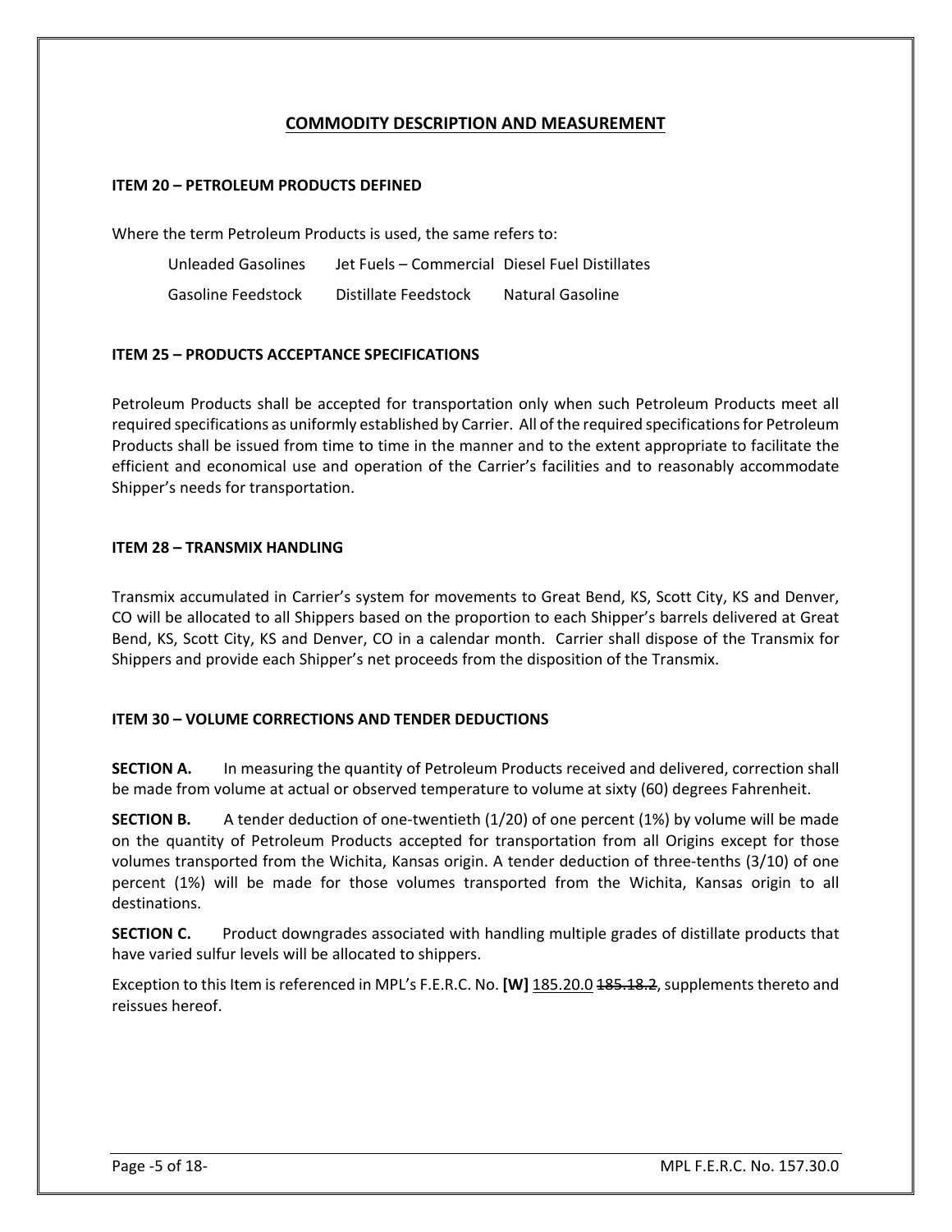## COMMODITY DESCRIPTION AND MEASUREMENT

### ITEM 20 – PETROLEUM PRODUCTS DEFINED

Where the term Petroleum Products is used, the same refers to:

| | | |
|---|---|---|
| Unleaded Gasolines | Jet Fuels – Commercial | Diesel Fuel Distillates |
| Gasoline Feedstock | Distillate Feedstock | Natural Gasoline |

### ITEM 25 – PRODUCTS ACCEPTANCE SPECIFICATIONS

Petroleum Products shall be accepted for transportation only when such Petroleum Products meet all required specifications as uniformly established by Carrier. All of the required specifications for Petroleum Products shall be issued from time to time in the manner and to the extent appropriate to facilitate the efficient and economical use and operation of the Carrier's facilities and to reasonably accommodate Shipper's needs for transportation.

### ITEM 28 – TRANSMIX HANDLING

Transmix accumulated in Carrier's system for movements to Great Bend, KS, Scott City, KS and Denver, CO will be allocated to all Shippers based on the proportion to each Shipper's barrels delivered at Great Bend, KS, Scott City, KS and Denver, CO in a calendar month. Carrier shall dispose of the Transmix for Shippers and provide each Shipper's net proceeds from the disposition of the Transmix.

### ITEM 30 – VOLUME CORRECTIONS AND TENDER DEDUCTIONS

**SECTION A.** In measuring the quantity of Petroleum Products received and delivered, correction shall be made from volume at actual or observed temperature to volume at sixty (60) degrees Fahrenheit.

**SECTION B.** A tender deduction of one-twentieth (1/20) of one percent (1%) by volume will be made on the quantity of Petroleum Products accepted for transportation from all Origins except for those volumes transported from the Wichita, Kansas origin. A tender deduction of three-tenths (3/10) of one percent (1%) will be made for those volumes transported from the Wichita, Kansas origin to all destinations.

**SECTION C.** Product downgrades associated with handling multiple grades of distillate products that have varied sulfur levels will be allocated to shippers.

Exception to this Item is referenced in MPL's F.E.R.C. No. **[W]** 185.20.0 ~~185.18.2~~, supplements thereto and reissues hereof.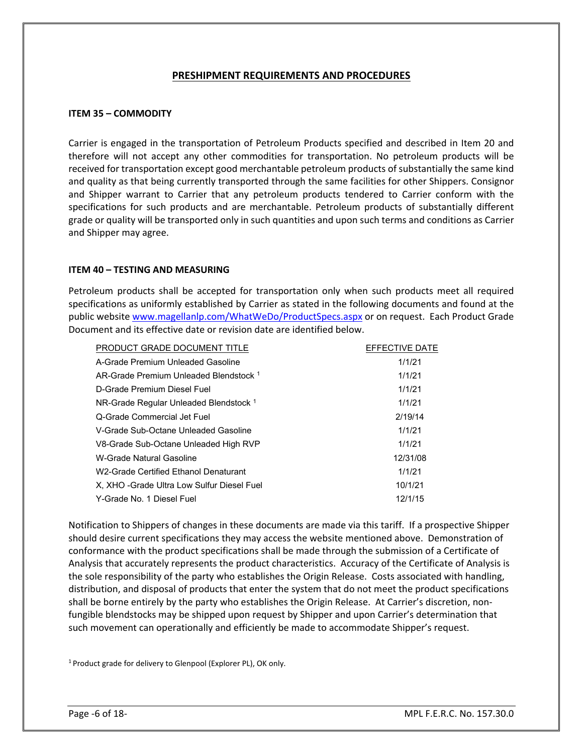## PRESHIPMENT REQUIREMENTS AND PROCEDURES

### ITEM 35 – COMMODITY

Carrier is engaged in the transportation of Petroleum Products specified and described in Item 20 and therefore will not accept any other commodities for transportation. No petroleum products will be received for transportation except good merchantable petroleum products of substantially the same kind and quality as that being currently transported through the same facilities for other Shippers. Consignor and Shipper warrant to Carrier that any petroleum products tendered to Carrier conform with the specifications for such products and are merchantable. Petroleum products of substantially different grade or quality will be transported only in such quantities and upon such terms and conditions as Carrier and Shipper may agree.

### ITEM 40 – TESTING AND MEASURING

Petroleum products shall be accepted for transportation only when such products meet all required specifications as uniformly established by Carrier as stated in the following documents and found at the public website [www.magellanlp.com/WhatWeDo/ProductSpecs.aspx](www.magellanlp.com/WhatWeDo/ProductSpecs.aspx) or on request. Each Product Grade Document and its effective date or revision date are identified below.

| PRODUCT GRADE DOCUMENT TITLE | EFFECTIVE DATE |
|---|---|
| A-Grade Premium Unleaded Gasoline | 1/1/21 |
| AR-Grade Premium Unleaded Blendstock [1] | 1/1/21 |
| D-Grade Premium Diesel Fuel | 1/1/21 |
| NR-Grade Regular Unleaded Blendstock [1] | 1/1/21 |
| Q-Grade Commercial Jet Fuel | 2/19/14 |
| V-Grade Sub-Octane Unleaded Gasoline | 1/1/21 |
| V8-Grade Sub-Octane Unleaded High RVP | 1/1/21 |
| W-Grade Natural Gasoline | 12/31/08 |
| W2-Grade Certified Ethanol Denaturant | 1/1/21 |
| X, XHO -Grade Ultra Low Sulfur Diesel Fuel | 10/1/21 |
| Y-Grade No. 1 Diesel Fuel | 12/1/15 |

Notification to Shippers of changes in these documents are made via this tariff. If a prospective Shipper should desire current specifications they may access the website mentioned above. Demonstration of conformance with the product specifications shall be made through the submission of a Certificate of Analysis that accurately represents the product characteristics. Accuracy of the Certificate of Analysis is the sole responsibility of the party who establishes the Origin Release. Costs associated with handling, distribution, and disposal of products that enter the system that do not meet the product specifications shall be borne entirely by the party who establishes the Origin Release. At Carrier's discretion, non-fungible blendstocks may be shipped upon request by Shipper and upon Carrier's determination that such movement can operationally and efficiently be made to accommodate Shipper's request.

[1] Product grade for delivery to Glenpool (Explorer PL), OK only.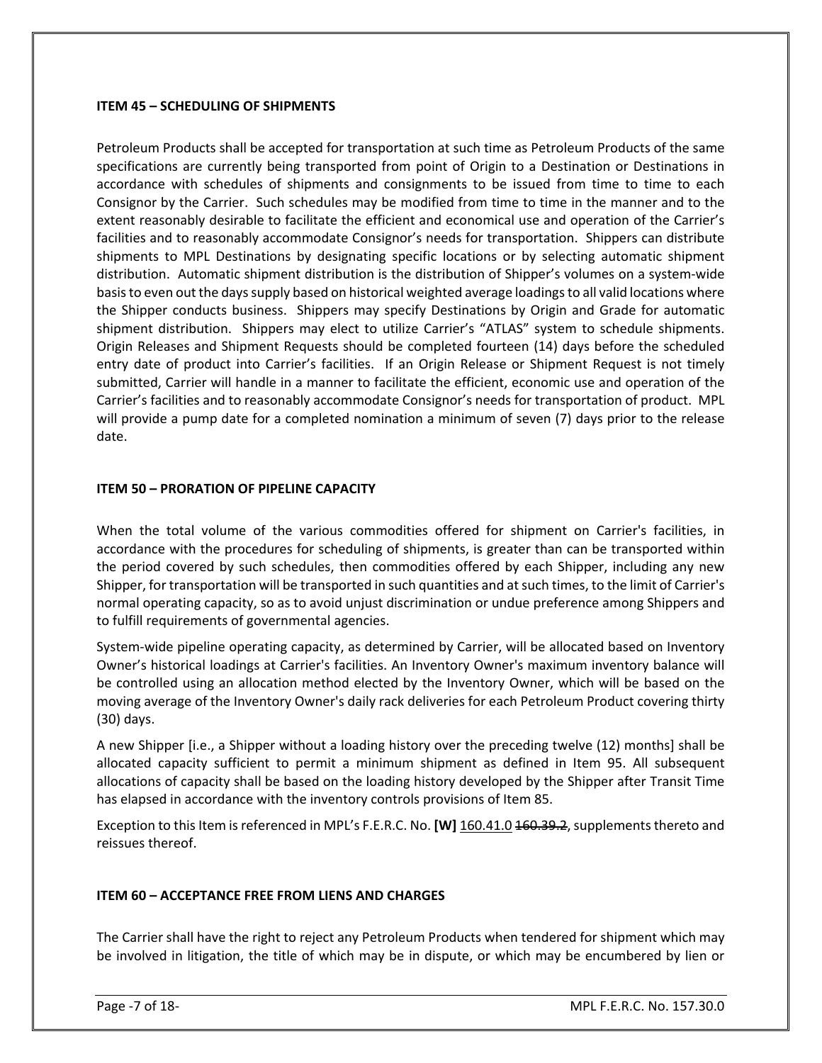### ITEM 45 – SCHEDULING OF SHIPMENTS

Petroleum Products shall be accepted for transportation at such time as Petroleum Products of the same specifications are currently being transported from point of Origin to a Destination or Destinations in accordance with schedules of shipments and consignments to be issued from time to time to each Consignor by the Carrier. Such schedules may be modified from time to time in the manner and to the extent reasonably desirable to facilitate the efficient and economical use and operation of the Carrier's facilities and to reasonably accommodate Consignor's needs for transportation. Shippers can distribute shipments to MPL Destinations by designating specific locations or by selecting automatic shipment distribution. Automatic shipment distribution is the distribution of Shipper's volumes on a system-wide basis to even out the days supply based on historical weighted average loadings to all valid locations where the Shipper conducts business. Shippers may specify Destinations by Origin and Grade for automatic shipment distribution. Shippers may elect to utilize Carrier's "ATLAS" system to schedule shipments. Origin Releases and Shipment Requests should be completed fourteen (14) days before the scheduled entry date of product into Carrier's facilities. If an Origin Release or Shipment Request is not timely submitted, Carrier will handle in a manner to facilitate the efficient, economic use and operation of the Carrier's facilities and to reasonably accommodate Consignor's needs for transportation of product. MPL will provide a pump date for a completed nomination a minimum of seven (7) days prior to the release date.

### ITEM 50 – PRORATION OF PIPELINE CAPACITY

When the total volume of the various commodities offered for shipment on Carrier's facilities, in accordance with the procedures for scheduling of shipments, is greater than can be transported within the period covered by such schedules, then commodities offered by each Shipper, including any new Shipper, for transportation will be transported in such quantities and at such times, to the limit of Carrier's normal operating capacity, so as to avoid unjust discrimination or undue preference among Shippers and to fulfill requirements of governmental agencies.

System-wide pipeline operating capacity, as determined by Carrier, will be allocated based on Inventory Owner's historical loadings at Carrier's facilities. An Inventory Owner's maximum inventory balance will be controlled using an allocation method elected by the Inventory Owner, which will be based on the moving average of the Inventory Owner's daily rack deliveries for each Petroleum Product covering thirty (30) days.

A new Shipper [i.e., a Shipper without a loading history over the preceding twelve (12) months] shall be allocated capacity sufficient to permit a minimum shipment as defined in Item 95. All subsequent allocations of capacity shall be based on the loading history developed by the Shipper after Transit Time has elapsed in accordance with the inventory controls provisions of Item 85.

Exception to this Item is referenced in MPL's F.E.R.C. No. **[W]** 160.41.0 ~~160.39.2~~, supplements thereto and reissues thereof.

### ITEM 60 – ACCEPTANCE FREE FROM LIENS AND CHARGES

The Carrier shall have the right to reject any Petroleum Products when tendered for shipment which may be involved in litigation, the title of which may be in dispute, or which may be encumbered by lien or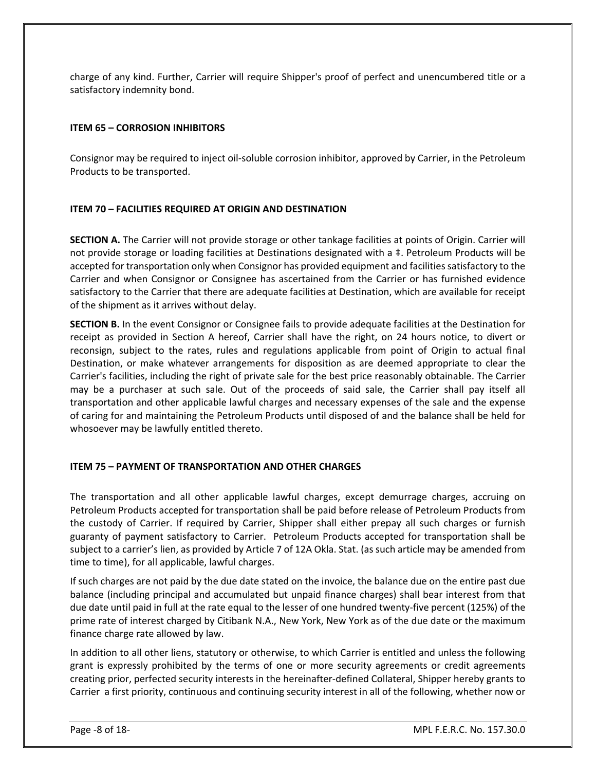charge of any kind. Further, Carrier will require Shipper's proof of perfect and unencumbered title or a satisfactory indemnity bond.

**ITEM 65 – CORROSION INHIBITORS**

Consignor may be required to inject oil-soluble corrosion inhibitor, approved by Carrier, in the Petroleum Products to be transported.

**ITEM 70 – FACILITIES REQUIRED AT ORIGIN AND DESTINATION**

**SECTION A.** The Carrier will not provide storage or other tankage facilities at points of Origin. Carrier will not provide storage or loading facilities at Destinations designated with a ‡. Petroleum Products will be accepted for transportation only when Consignor has provided equipment and facilities satisfactory to the Carrier and when Consignor or Consignee has ascertained from the Carrier or has furnished evidence satisfactory to the Carrier that there are adequate facilities at Destination, which are available for receipt of the shipment as it arrives without delay.

**SECTION B.** In the event Consignor or Consignee fails to provide adequate facilities at the Destination for receipt as provided in Section A hereof, Carrier shall have the right, on 24 hours notice, to divert or reconsign, subject to the rates, rules and regulations applicable from point of Origin to actual final Destination, or make whatever arrangements for disposition as are deemed appropriate to clear the Carrier's facilities, including the right of private sale for the best price reasonably obtainable. The Carrier may be a purchaser at such sale. Out of the proceeds of said sale, the Carrier shall pay itself all transportation and other applicable lawful charges and necessary expenses of the sale and the expense of caring for and maintaining the Petroleum Products until disposed of and the balance shall be held for whosoever may be lawfully entitled thereto.

**ITEM 75 – PAYMENT OF TRANSPORTATION AND OTHER CHARGES**

The transportation and all other applicable lawful charges, except demurrage charges, accruing on Petroleum Products accepted for transportation shall be paid before release of Petroleum Products from the custody of Carrier. If required by Carrier, Shipper shall either prepay all such charges or furnish guaranty of payment satisfactory to Carrier. Petroleum Products accepted for transportation shall be subject to a carrier's lien, as provided by Article 7 of 12A Okla. Stat. (as such article may be amended from time to time), for all applicable, lawful charges.

If such charges are not paid by the due date stated on the invoice, the balance due on the entire past due balance (including principal and accumulated but unpaid finance charges) shall bear interest from that due date until paid in full at the rate equal to the lesser of one hundred twenty-five percent (125%) of the prime rate of interest charged by Citibank N.A., New York, New York as of the due date or the maximum finance charge rate allowed by law.

In addition to all other liens, statutory or otherwise, to which Carrier is entitled and unless the following grant is expressly prohibited by the terms of one or more security agreements or credit agreements creating prior, perfected security interests in the hereinafter-defined Collateral, Shipper hereby grants to Carrier a first priority, continuous and continuing security interest in all of the following, whether now or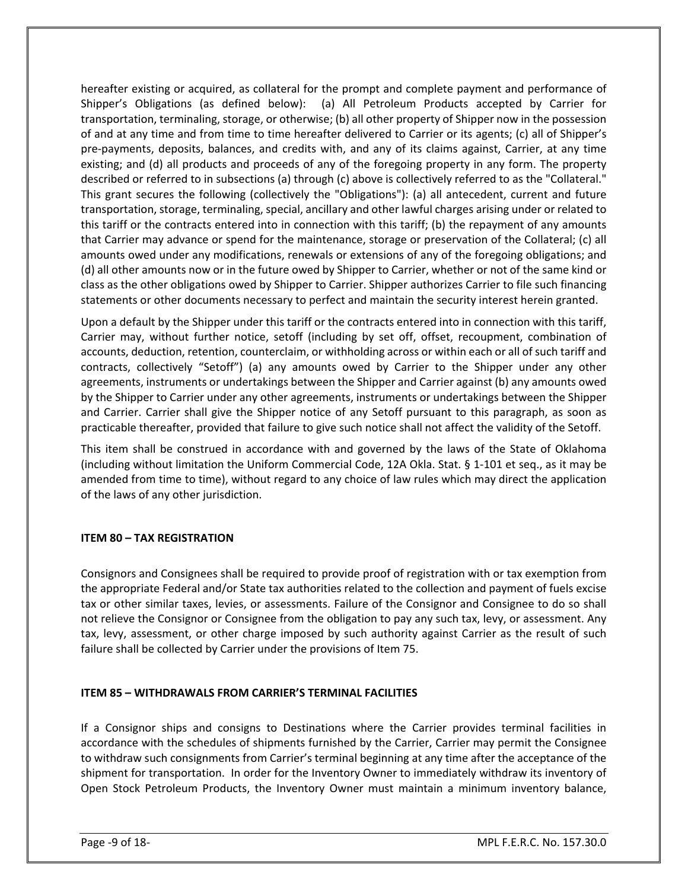hereafter existing or acquired, as collateral for the prompt and complete payment and performance of Shipper's Obligations (as defined below): (a) All Petroleum Products accepted by Carrier for transportation, terminaling, storage, or otherwise; (b) all other property of Shipper now in the possession of and at any time and from time to time hereafter delivered to Carrier or its agents; (c) all of Shipper's pre-payments, deposits, balances, and credits with, and any of its claims against, Carrier, at any time existing; and (d) all products and proceeds of any of the foregoing property in any form. The property described or referred to in subsections (a) through (c) above is collectively referred to as the "Collateral." This grant secures the following (collectively the "Obligations"): (a) all antecedent, current and future transportation, storage, terminaling, special, ancillary and other lawful charges arising under or related to this tariff or the contracts entered into in connection with this tariff; (b) the repayment of any amounts that Carrier may advance or spend for the maintenance, storage or preservation of the Collateral; (c) all amounts owed under any modifications, renewals or extensions of any of the foregoing obligations; and (d) all other amounts now or in the future owed by Shipper to Carrier, whether or not of the same kind or class as the other obligations owed by Shipper to Carrier. Shipper authorizes Carrier to file such financing statements or other documents necessary to perfect and maintain the security interest herein granted.

Upon a default by the Shipper under this tariff or the contracts entered into in connection with this tariff, Carrier may, without further notice, setoff (including by set off, offset, recoupment, combination of accounts, deduction, retention, counterclaim, or withholding across or within each or all of such tariff and contracts, collectively "Setoff") (a) any amounts owed by Carrier to the Shipper under any other agreements, instruments or undertakings between the Shipper and Carrier against (b) any amounts owed by the Shipper to Carrier under any other agreements, instruments or undertakings between the Shipper and Carrier. Carrier shall give the Shipper notice of any Setoff pursuant to this paragraph, as soon as practicable thereafter, provided that failure to give such notice shall not affect the validity of the Setoff.

This item shall be construed in accordance with and governed by the laws of the State of Oklahoma (including without limitation the Uniform Commercial Code, 12A Okla. Stat. § 1-101 et seq., as it may be amended from time to time), without regard to any choice of law rules which may direct the application of the laws of any other jurisdiction.

**ITEM 80 – TAX REGISTRATION**

Consignors and Consignees shall be required to provide proof of registration with or tax exemption from the appropriate Federal and/or State tax authorities related to the collection and payment of fuels excise tax or other similar taxes, levies, or assessments. Failure of the Consignor and Consignee to do so shall not relieve the Consignor or Consignee from the obligation to pay any such tax, levy, or assessment. Any tax, levy, assessment, or other charge imposed by such authority against Carrier as the result of such failure shall be collected by Carrier under the provisions of Item 75.

**ITEM 85 – WITHDRAWALS FROM CARRIER'S TERMINAL FACILITIES**

If a Consignor ships and consigns to Destinations where the Carrier provides terminal facilities in accordance with the schedules of shipments furnished by the Carrier, Carrier may permit the Consignee to withdraw such consignments from Carrier's terminal beginning at any time after the acceptance of the shipment for transportation. In order for the Inventory Owner to immediately withdraw its inventory of Open Stock Petroleum Products, the Inventory Owner must maintain a minimum inventory balance,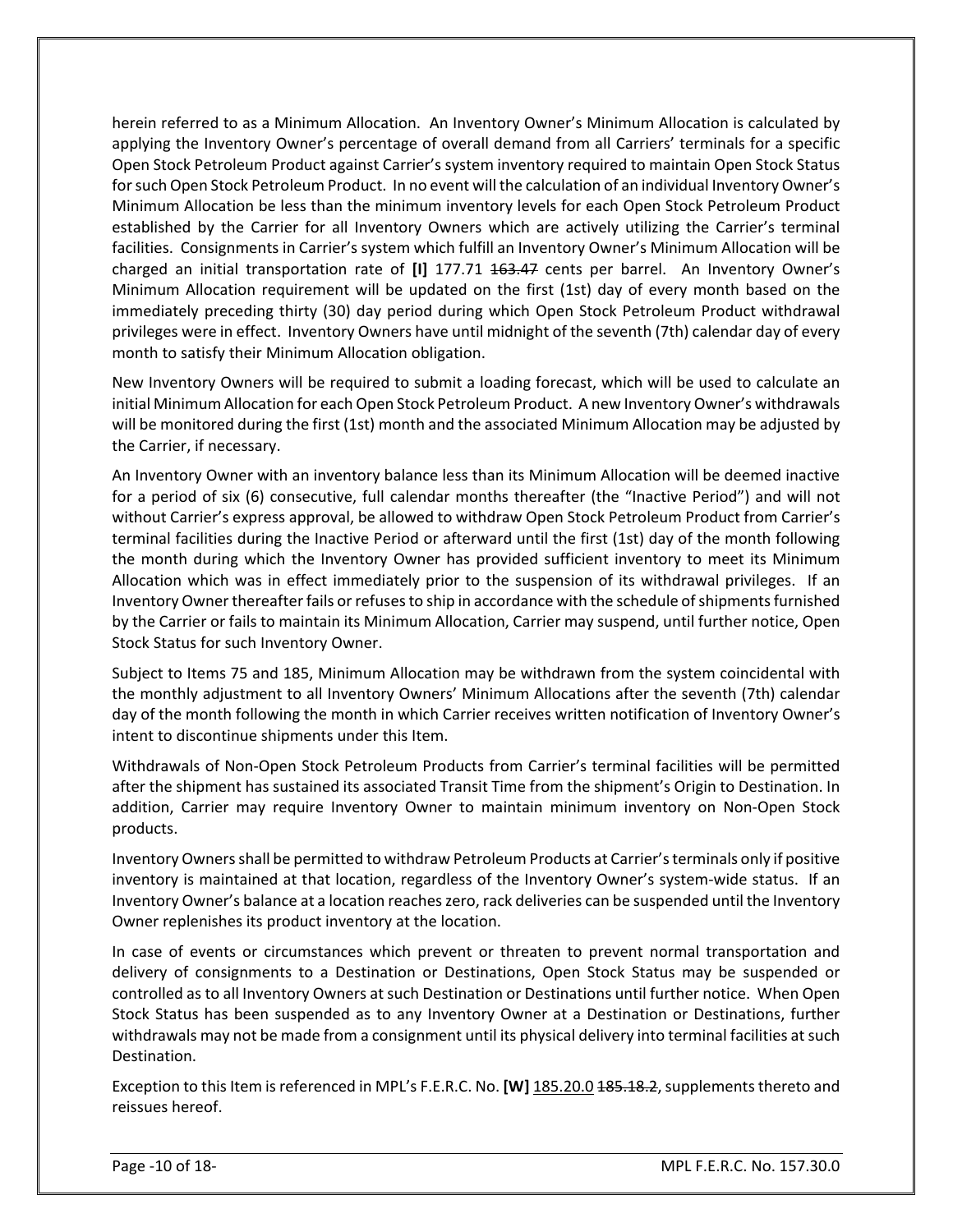herein referred to as a Minimum Allocation. An Inventory Owner's Minimum Allocation is calculated by applying the Inventory Owner's percentage of overall demand from all Carriers' terminals for a specific Open Stock Petroleum Product against Carrier's system inventory required to maintain Open Stock Status for such Open Stock Petroleum Product. In no event will the calculation of an individual Inventory Owner's Minimum Allocation be less than the minimum inventory levels for each Open Stock Petroleum Product established by the Carrier for all Inventory Owners which are actively utilizing the Carrier's terminal facilities. Consignments in Carrier's system which fulfill an Inventory Owner's Minimum Allocation will be charged an initial transportation rate of **[I]** 177.71 ~~163.47~~ cents per barrel. An Inventory Owner's Minimum Allocation requirement will be updated on the first (1st) day of every month based on the immediately preceding thirty (30) day period during which Open Stock Petroleum Product withdrawal privileges were in effect. Inventory Owners have until midnight of the seventh (7th) calendar day of every month to satisfy their Minimum Allocation obligation.

New Inventory Owners will be required to submit a loading forecast, which will be used to calculate an initial Minimum Allocation for each Open Stock Petroleum Product. A new Inventory Owner's withdrawals will be monitored during the first (1st) month and the associated Minimum Allocation may be adjusted by the Carrier, if necessary.

An Inventory Owner with an inventory balance less than its Minimum Allocation will be deemed inactive for a period of six (6) consecutive, full calendar months thereafter (the "Inactive Period") and will not without Carrier's express approval, be allowed to withdraw Open Stock Petroleum Product from Carrier's terminal facilities during the Inactive Period or afterward until the first (1st) day of the month following the month during which the Inventory Owner has provided sufficient inventory to meet its Minimum Allocation which was in effect immediately prior to the suspension of its withdrawal privileges. If an Inventory Owner thereafter fails or refuses to ship in accordance with the schedule of shipments furnished by the Carrier or fails to maintain its Minimum Allocation, Carrier may suspend, until further notice, Open Stock Status for such Inventory Owner.

Subject to Items 75 and 185, Minimum Allocation may be withdrawn from the system coincidental with the monthly adjustment to all Inventory Owners' Minimum Allocations after the seventh (7th) calendar day of the month following the month in which Carrier receives written notification of Inventory Owner's intent to discontinue shipments under this Item.

Withdrawals of Non-Open Stock Petroleum Products from Carrier's terminal facilities will be permitted after the shipment has sustained its associated Transit Time from the shipment's Origin to Destination. In addition, Carrier may require Inventory Owner to maintain minimum inventory on Non-Open Stock products.

Inventory Owners shall be permitted to withdraw Petroleum Products at Carrier's terminals only if positive inventory is maintained at that location, regardless of the Inventory Owner's system-wide status. If an Inventory Owner's balance at a location reaches zero, rack deliveries can be suspended until the Inventory Owner replenishes its product inventory at the location.

In case of events or circumstances which prevent or threaten to prevent normal transportation and delivery of consignments to a Destination or Destinations, Open Stock Status may be suspended or controlled as to all Inventory Owners at such Destination or Destinations until further notice. When Open Stock Status has been suspended as to any Inventory Owner at a Destination or Destinations, further withdrawals may not be made from a consignment until its physical delivery into terminal facilities at such Destination.

Exception to this Item is referenced in MPL's F.E.R.C. No. **[W]** <u>185.20.0</u> ~~185.18.2~~, supplements thereto and reissues hereof.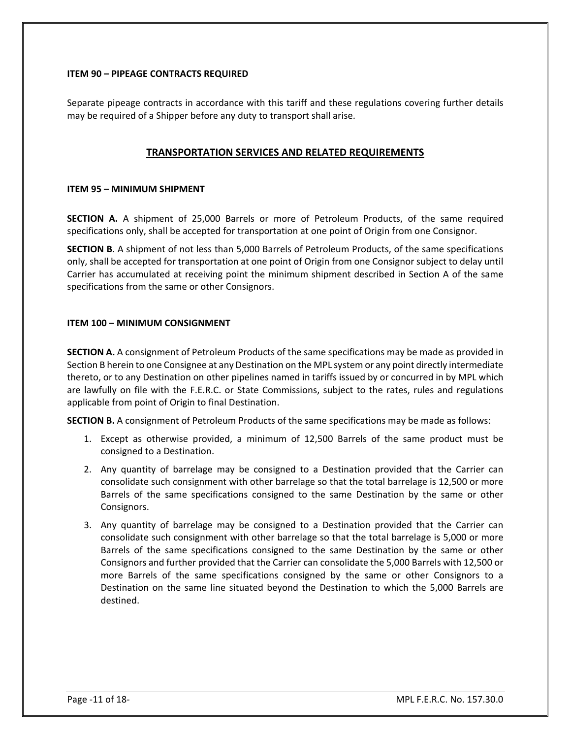**ITEM 90 – PIPEAGE CONTRACTS REQUIRED**

Separate pipeage contracts in accordance with this tariff and these regulations covering further details may be required of a Shipper before any duty to transport shall arise.

## TRANSPORTATION SERVICES AND RELATED REQUIREMENTS

**ITEM 95 – MINIMUM SHIPMENT**

**SECTION A.** A shipment of 25,000 Barrels or more of Petroleum Products, of the same required specifications only, shall be accepted for transportation at one point of Origin from one Consignor.

**SECTION B**. A shipment of not less than 5,000 Barrels of Petroleum Products, of the same specifications only, shall be accepted for transportation at one point of Origin from one Consignor subject to delay until Carrier has accumulated at receiving point the minimum shipment described in Section A of the same specifications from the same or other Consignors.

**ITEM 100 – MINIMUM CONSIGNMENT**

**SECTION A.** A consignment of Petroleum Products of the same specifications may be made as provided in Section B herein to one Consignee at any Destination on the MPL system or any point directly intermediate thereto, or to any Destination on other pipelines named in tariffs issued by or concurred in by MPL which are lawfully on file with the F.E.R.C. or State Commissions, subject to the rates, rules and regulations applicable from point of Origin to final Destination.

**SECTION B.** A consignment of Petroleum Products of the same specifications may be made as follows:

1. Except as otherwise provided, a minimum of 12,500 Barrels of the same product must be consigned to a Destination.
2. Any quantity of barrelage may be consigned to a Destination provided that the Carrier can consolidate such consignment with other barrelage so that the total barrelage is 12,500 or more Barrels of the same specifications consigned to the same Destination by the same or other Consignors.
3. Any quantity of barrelage may be consigned to a Destination provided that the Carrier can consolidate such consignment with other barrelage so that the total barrelage is 5,000 or more Barrels of the same specifications consigned to the same Destination by the same or other Consignors and further provided that the Carrier can consolidate the 5,000 Barrels with 12,500 or more Barrels of the same specifications consigned by the same or other Consignors to a Destination on the same line situated beyond the Destination to which the 5,000 Barrels are destined.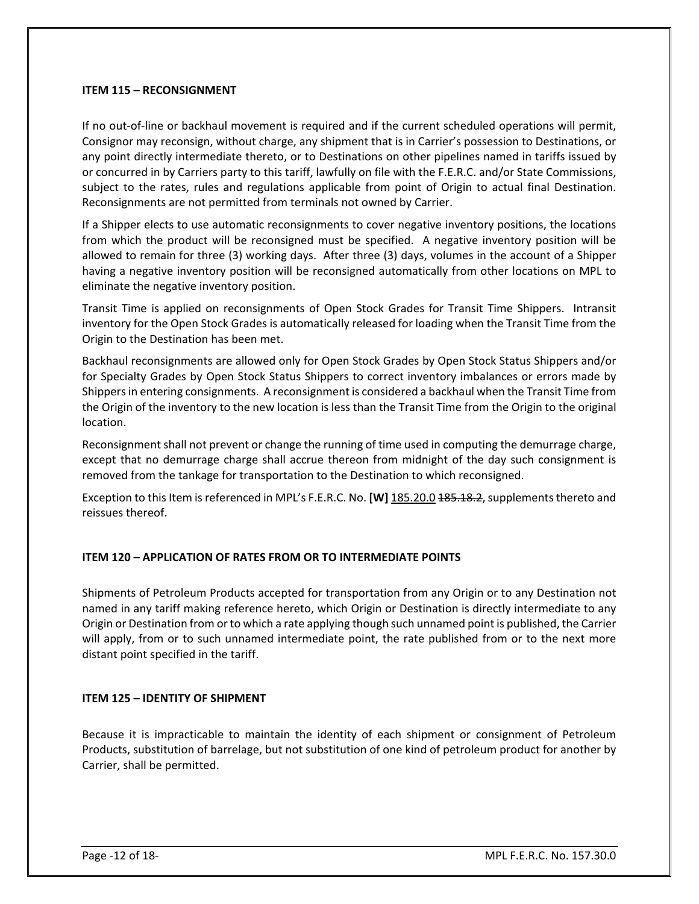### ITEM 115 – RECONSIGNMENT

If no out-of-line or backhaul movement is required and if the current scheduled operations will permit, Consignor may reconsign, without charge, any shipment that is in Carrier's possession to Destinations, or any point directly intermediate thereto, or to Destinations on other pipelines named in tariffs issued by or concurred in by Carriers party to this tariff, lawfully on file with the F.E.R.C. and/or State Commissions, subject to the rates, rules and regulations applicable from point of Origin to actual final Destination. Reconsignments are not permitted from terminals not owned by Carrier.

If a Shipper elects to use automatic reconsignments to cover negative inventory positions, the locations from which the product will be reconsigned must be specified. A negative inventory position will be allowed to remain for three (3) working days. After three (3) days, volumes in the account of a Shipper having a negative inventory position will be reconsigned automatically from other locations on MPL to eliminate the negative inventory position.

Transit Time is applied on reconsignments of Open Stock Grades for Transit Time Shippers. Intransit inventory for the Open Stock Grades is automatically released for loading when the Transit Time from the Origin to the Destination has been met.

Backhaul reconsignments are allowed only for Open Stock Grades by Open Stock Status Shippers and/or for Specialty Grades by Open Stock Status Shippers to correct inventory imbalances or errors made by Shippers in entering consignments. A reconsignment is considered a backhaul when the Transit Time from the Origin of the inventory to the new location is less than the Transit Time from the Origin to the original location.

Reconsignment shall not prevent or change the running of time used in computing the demurrage charge, except that no demurrage charge shall accrue thereon from midnight of the day such consignment is removed from the tankage for transportation to the Destination to which reconsigned.

Exception to this Item is referenced in MPL's F.E.R.C. No. **[W]** <u>185.20.0</u> ~~185.18.2~~, supplements thereto and reissues thereof.

### ITEM 120 – APPLICATION OF RATES FROM OR TO INTERMEDIATE POINTS

Shipments of Petroleum Products accepted for transportation from any Origin or to any Destination not named in any tariff making reference hereto, which Origin or Destination is directly intermediate to any Origin or Destination from or to which a rate applying though such unnamed point is published, the Carrier will apply, from or to such unnamed intermediate point, the rate published from or to the next more distant point specified in the tariff.

### ITEM 125 – IDENTITY OF SHIPMENT

Because it is impracticable to maintain the identity of each shipment or consignment of Petroleum Products, substitution of barrelage, but not substitution of one kind of petroleum product for another by Carrier, shall be permitted.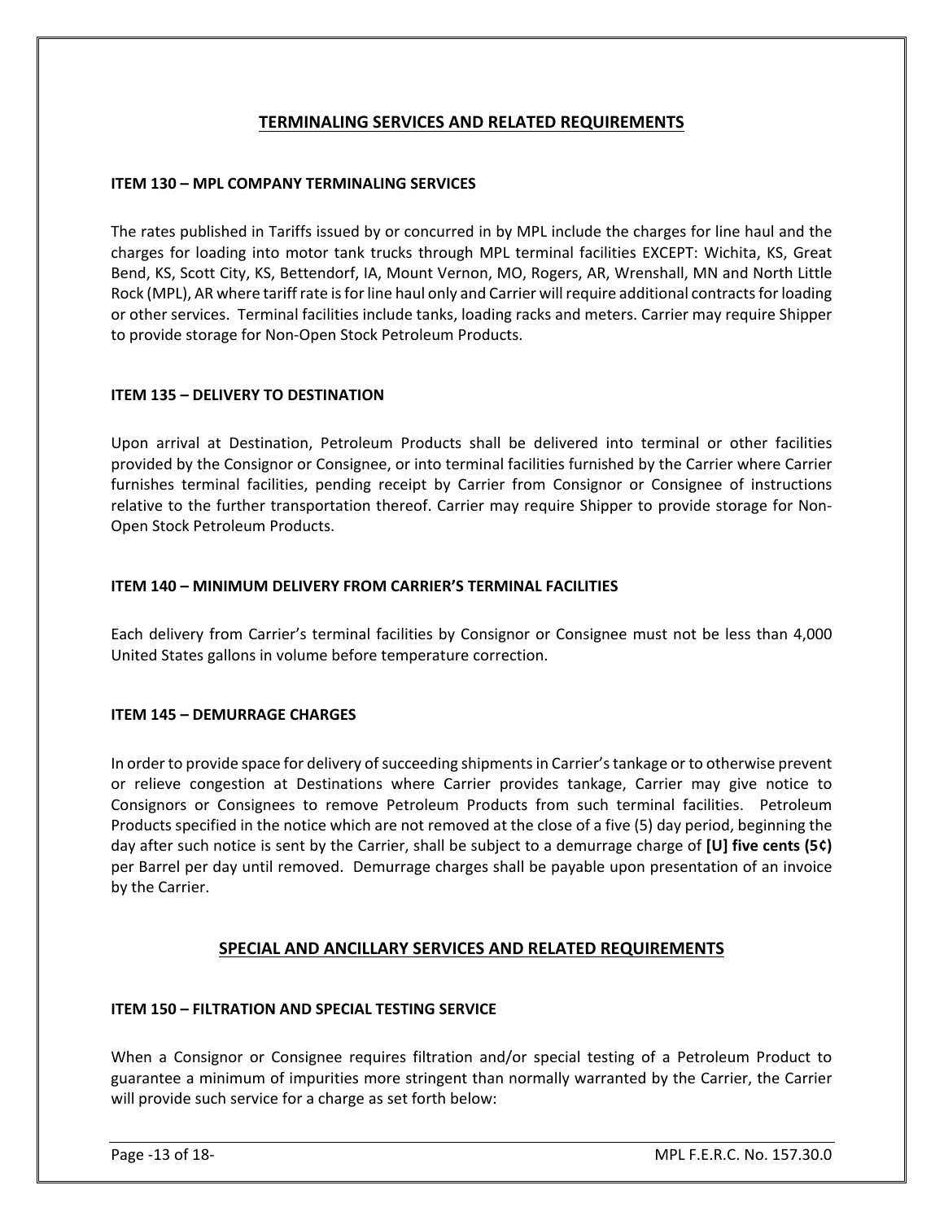## TERMINALING SERVICES AND RELATED REQUIREMENTS

### ITEM 130 – MPL COMPANY TERMINALING SERVICES

The rates published in Tariffs issued by or concurred in by MPL include the charges for line haul and the charges for loading into motor tank trucks through MPL terminal facilities EXCEPT: Wichita, KS, Great Bend, KS, Scott City, KS, Bettendorf, IA, Mount Vernon, MO, Rogers, AR, Wrenshall, MN and North Little Rock (MPL), AR where tariff rate is for line haul only and Carrier will require additional contracts for loading or other services. Terminal facilities include tanks, loading racks and meters. Carrier may require Shipper to provide storage for Non-Open Stock Petroleum Products.

### ITEM 135 – DELIVERY TO DESTINATION

Upon arrival at Destination, Petroleum Products shall be delivered into terminal or other facilities provided by the Consignor or Consignee, or into terminal facilities furnished by the Carrier where Carrier furnishes terminal facilities, pending receipt by Carrier from Consignor or Consignee of instructions relative to the further transportation thereof. Carrier may require Shipper to provide storage for Non-Open Stock Petroleum Products.

### ITEM 140 – MINIMUM DELIVERY FROM CARRIER'S TERMINAL FACILITIES

Each delivery from Carrier's terminal facilities by Consignor or Consignee must not be less than 4,000 United States gallons in volume before temperature correction.

### ITEM 145 – DEMURRAGE CHARGES

In order to provide space for delivery of succeeding shipments in Carrier's tankage or to otherwise prevent or relieve congestion at Destinations where Carrier provides tankage, Carrier may give notice to Consignors or Consignees to remove Petroleum Products from such terminal facilities. Petroleum Products specified in the notice which are not removed at the close of a five (5) day period, beginning the day after such notice is sent by the Carrier, shall be subject to a demurrage charge of **[U] five cents (5¢)** per Barrel per day until removed. Demurrage charges shall be payable upon presentation of an invoice by the Carrier.

## SPECIAL AND ANCILLARY SERVICES AND RELATED REQUIREMENTS

### ITEM 150 – FILTRATION AND SPECIAL TESTING SERVICE

When a Consignor or Consignee requires filtration and/or special testing of a Petroleum Product to guarantee a minimum of impurities more stringent than normally warranted by the Carrier, the Carrier will provide such service for a charge as set forth below: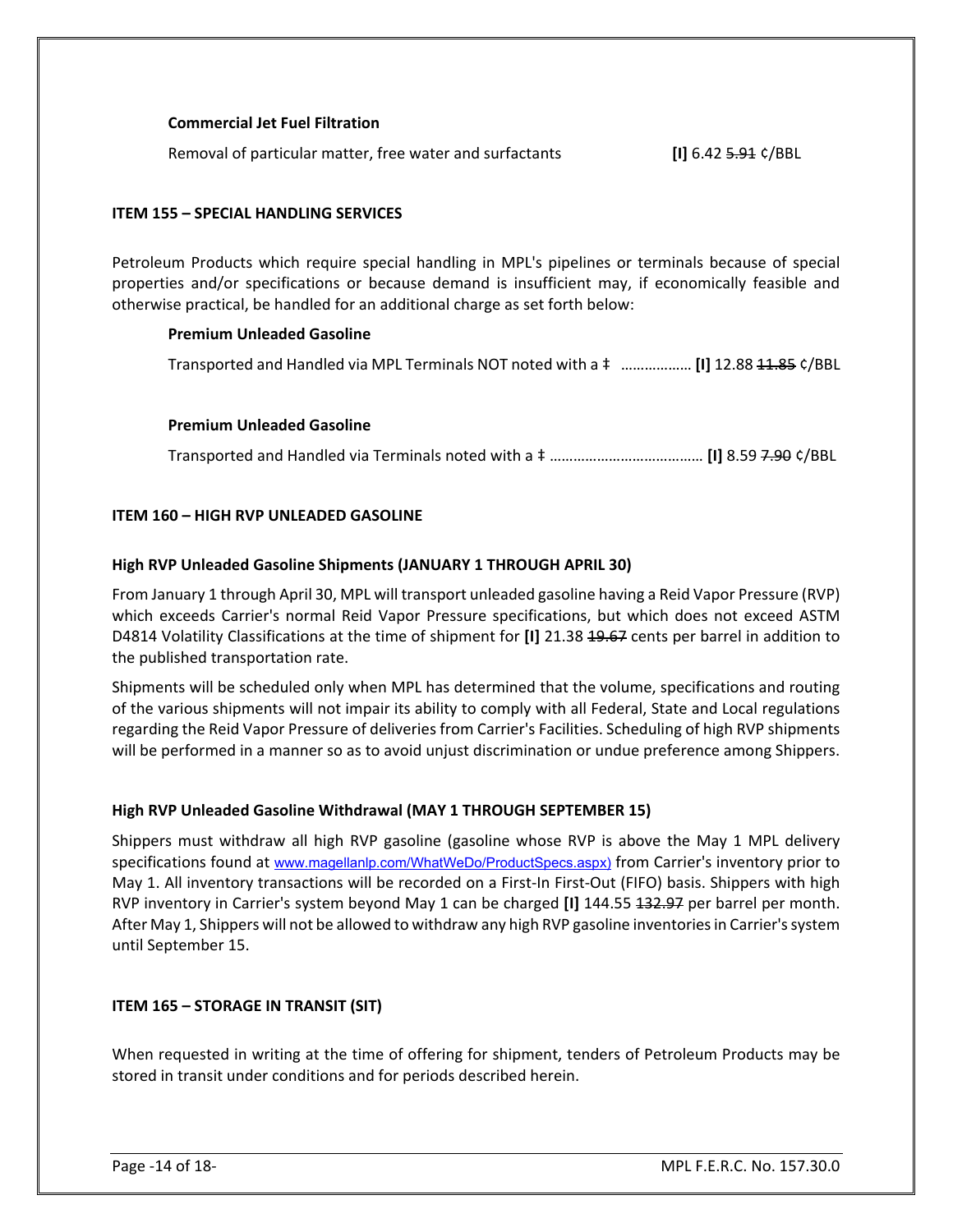**Commercial Jet Fuel Filtration**

Removal of particular matter, free water and surfactants **[I]** 6.42 ~~5.91~~ ¢/BBL

### ITEM 155 – SPECIAL HANDLING SERVICES

Petroleum Products which require special handling in MPL's pipelines or terminals because of special properties and/or specifications or because demand is insufficient may, if economically feasible and otherwise practical, be handled for an additional charge as set forth below:

**Premium Unleaded Gasoline**

Transported and Handled via MPL Terminals NOT noted with a ‡ ……………… **[I]** 12.88 ~~11.85~~ ¢/BBL

**Premium Unleaded Gasoline**

Transported and Handled via Terminals noted with a ‡ ………………………………… **[I]** 8.59 ~~7.90~~ ¢/BBL

### ITEM 160 – HIGH RVP UNLEADED GASOLINE

**High RVP Unleaded Gasoline Shipments (JANUARY 1 THROUGH APRIL 30)**

From January 1 through April 30, MPL will transport unleaded gasoline having a Reid Vapor Pressure (RVP) which exceeds Carrier's normal Reid Vapor Pressure specifications, but which does not exceed ASTM D4814 Volatility Classifications at the time of shipment for **[I]** 21.38 ~~19.67~~ cents per barrel in addition to the published transportation rate.

Shipments will be scheduled only when MPL has determined that the volume, specifications and routing of the various shipments will not impair its ability to comply with all Federal, State and Local regulations regarding the Reid Vapor Pressure of deliveries from Carrier's Facilities. Scheduling of high RVP shipments will be performed in a manner so as to avoid unjust discrimination or undue preference among Shippers.

**High RVP Unleaded Gasoline Withdrawal (MAY 1 THROUGH SEPTEMBER 15)**

Shippers must withdraw all high RVP gasoline (gasoline whose RVP is above the May 1 MPL delivery specifications found at www.magellanlp.com/WhatWeDo/ProductSpecs.aspx) from Carrier's inventory prior to May 1. All inventory transactions will be recorded on a First-In First-Out (FIFO) basis. Shippers with high RVP inventory in Carrier's system beyond May 1 can be charged **[I]** 144.55 ~~132.97~~ per barrel per month. After May 1, Shippers will not be allowed to withdraw any high RVP gasoline inventories in Carrier's system until September 15.

### ITEM 165 – STORAGE IN TRANSIT (SIT)

When requested in writing at the time of offering for shipment, tenders of Petroleum Products may be stored in transit under conditions and for periods described herein.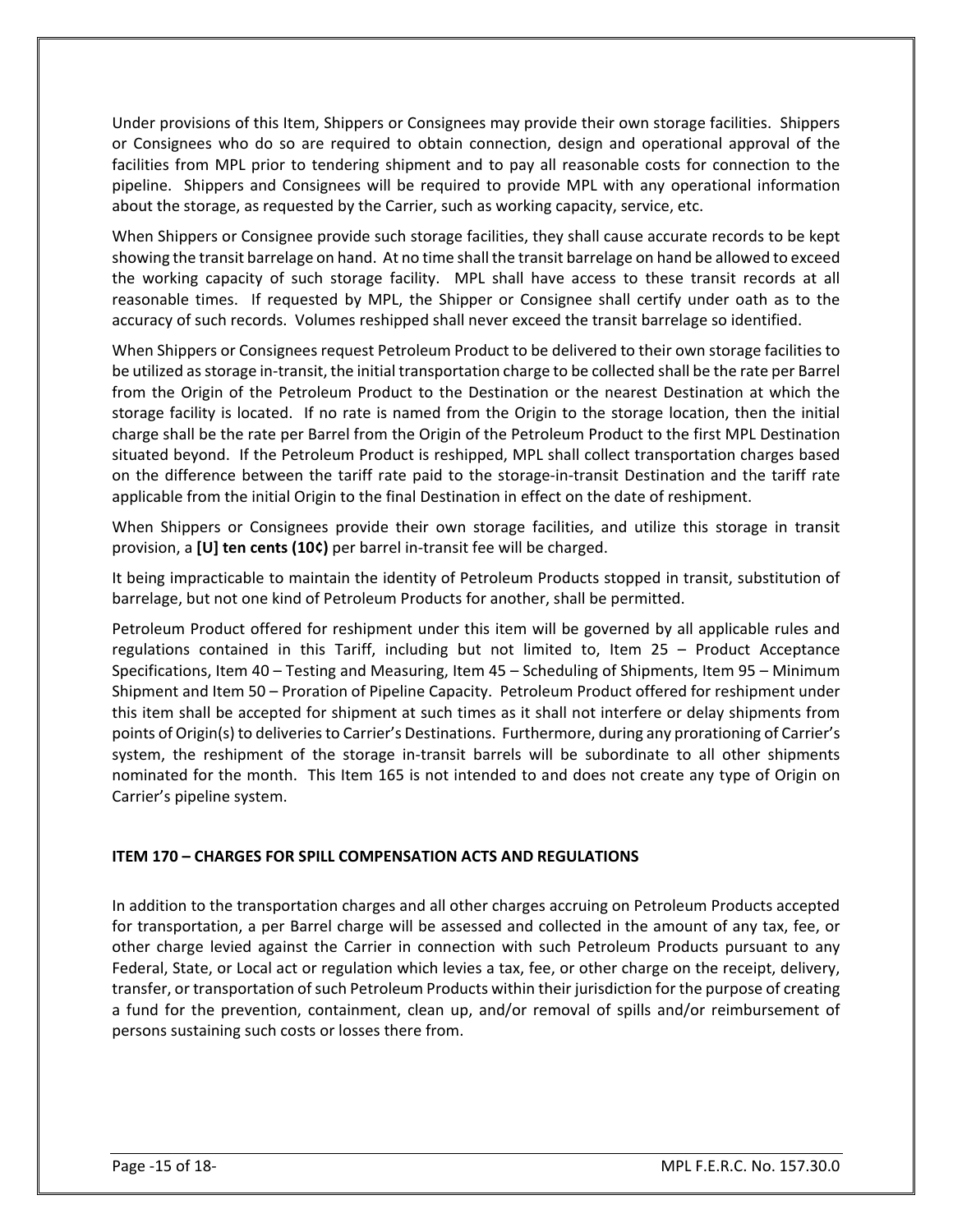Under provisions of this Item, Shippers or Consignees may provide their own storage facilities. Shippers or Consignees who do so are required to obtain connection, design and operational approval of the facilities from MPL prior to tendering shipment and to pay all reasonable costs for connection to the pipeline. Shippers and Consignees will be required to provide MPL with any operational information about the storage, as requested by the Carrier, such as working capacity, service, etc.

When Shippers or Consignee provide such storage facilities, they shall cause accurate records to be kept showing the transit barrelage on hand. At no time shall the transit barrelage on hand be allowed to exceed the working capacity of such storage facility. MPL shall have access to these transit records at all reasonable times. If requested by MPL, the Shipper or Consignee shall certify under oath as to the accuracy of such records. Volumes reshipped shall never exceed the transit barrelage so identified.

When Shippers or Consignees request Petroleum Product to be delivered to their own storage facilities to be utilized as storage in-transit, the initial transportation charge to be collected shall be the rate per Barrel from the Origin of the Petroleum Product to the Destination or the nearest Destination at which the storage facility is located. If no rate is named from the Origin to the storage location, then the initial charge shall be the rate per Barrel from the Origin of the Petroleum Product to the first MPL Destination situated beyond. If the Petroleum Product is reshipped, MPL shall collect transportation charges based on the difference between the tariff rate paid to the storage-in-transit Destination and the tariff rate applicable from the initial Origin to the final Destination in effect on the date of reshipment.

When Shippers or Consignees provide their own storage facilities, and utilize this storage in transit provision, a **[U] ten cents (10¢)** per barrel in-transit fee will be charged.

It being impracticable to maintain the identity of Petroleum Products stopped in transit, substitution of barrelage, but not one kind of Petroleum Products for another, shall be permitted.

Petroleum Product offered for reshipment under this item will be governed by all applicable rules and regulations contained in this Tariff, including but not limited to, Item 25 – Product Acceptance Specifications, Item 40 – Testing and Measuring, Item 45 – Scheduling of Shipments, Item 95 – Minimum Shipment and Item 50 – Proration of Pipeline Capacity. Petroleum Product offered for reshipment under this item shall be accepted for shipment at such times as it shall not interfere or delay shipments from points of Origin(s) to deliveries to Carrier's Destinations. Furthermore, during any prorationing of Carrier's system, the reshipment of the storage in-transit barrels will be subordinate to all other shipments nominated for the month. This Item 165 is not intended to and does not create any type of Origin on Carrier's pipeline system.

### ITEM 170 – CHARGES FOR SPILL COMPENSATION ACTS AND REGULATIONS

In addition to the transportation charges and all other charges accruing on Petroleum Products accepted for transportation, a per Barrel charge will be assessed and collected in the amount of any tax, fee, or other charge levied against the Carrier in connection with such Petroleum Products pursuant to any Federal, State, or Local act or regulation which levies a tax, fee, or other charge on the receipt, delivery, transfer, or transportation of such Petroleum Products within their jurisdiction for the purpose of creating a fund for the prevention, containment, clean up, and/or removal of spills and/or reimbursement of persons sustaining such costs or losses there from.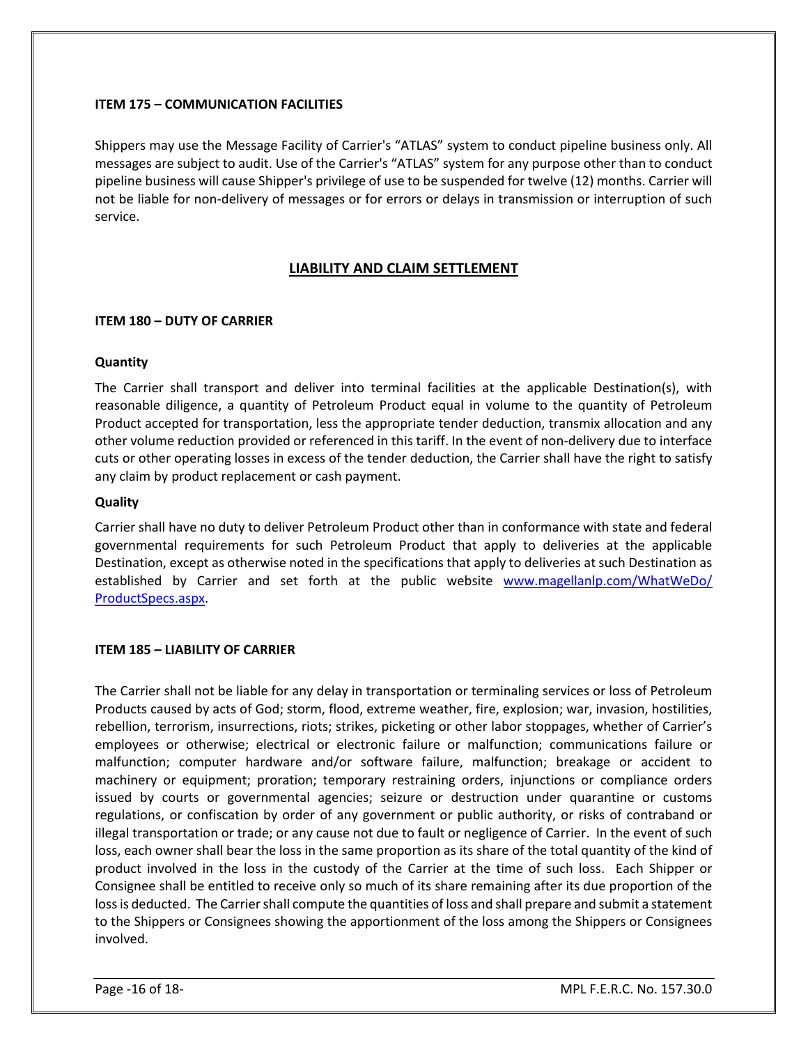### ITEM 175 – COMMUNICATION FACILITIES

Shippers may use the Message Facility of Carrier's "ATLAS" system to conduct pipeline business only. All messages are subject to audit. Use of the Carrier's "ATLAS" system for any purpose other than to conduct pipeline business will cause Shipper's privilege of use to be suspended for twelve (12) months. Carrier will not be liable for non-delivery of messages or for errors or delays in transmission or interruption of such service.

## LIABILITY AND CLAIM SETTLEMENT

### ITEM 180 – DUTY OF CARRIER

**Quantity**

The Carrier shall transport and deliver into terminal facilities at the applicable Destination(s), with reasonable diligence, a quantity of Petroleum Product equal in volume to the quantity of Petroleum Product accepted for transportation, less the appropriate tender deduction, transmix allocation and any other volume reduction provided or referenced in this tariff. In the event of non-delivery due to interface cuts or other operating losses in excess of the tender deduction, the Carrier shall have the right to satisfy any claim by product replacement or cash payment.

**Quality**

Carrier shall have no duty to deliver Petroleum Product other than in conformance with state and federal governmental requirements for such Petroleum Product that apply to deliveries at the applicable Destination, except as otherwise noted in the specifications that apply to deliveries at such Destination as established by Carrier and set forth at the public website [www.magellanlp.com/WhatWeDo/ProductSpecs.aspx](www.magellanlp.com/WhatWeDo/ProductSpecs.aspx).

### ITEM 185 – LIABILITY OF CARRIER

The Carrier shall not be liable for any delay in transportation or terminaling services or loss of Petroleum Products caused by acts of God; storm, flood, extreme weather, fire, explosion; war, invasion, hostilities, rebellion, terrorism, insurrections, riots; strikes, picketing or other labor stoppages, whether of Carrier's employees or otherwise; electrical or electronic failure or malfunction; communications failure or malfunction; computer hardware and/or software failure, malfunction; breakage or accident to machinery or equipment; proration; temporary restraining orders, injunctions or compliance orders issued by courts or governmental agencies; seizure or destruction under quarantine or customs regulations, or confiscation by order of any government or public authority, or risks of contraband or illegal transportation or trade; or any cause not due to fault or negligence of Carrier. In the event of such loss, each owner shall bear the loss in the same proportion as its share of the total quantity of the kind of product involved in the loss in the custody of the Carrier at the time of such loss. Each Shipper or Consignee shall be entitled to receive only so much of its share remaining after its due proportion of the loss is deducted. The Carrier shall compute the quantities of loss and shall prepare and submit a statement to the Shippers or Consignees showing the apportionment of the loss among the Shippers or Consignees involved.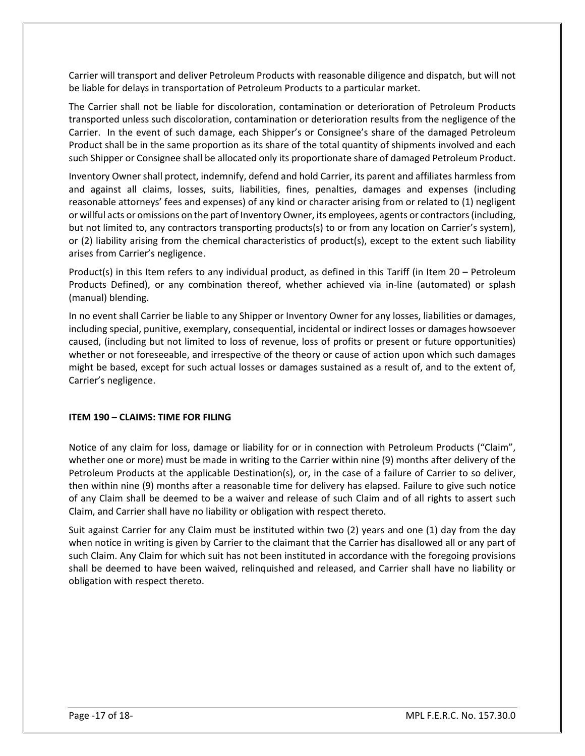Carrier will transport and deliver Petroleum Products with reasonable diligence and dispatch, but will not be liable for delays in transportation of Petroleum Products to a particular market.

The Carrier shall not be liable for discoloration, contamination or deterioration of Petroleum Products transported unless such discoloration, contamination or deterioration results from the negligence of the Carrier. In the event of such damage, each Shipper's or Consignee's share of the damaged Petroleum Product shall be in the same proportion as its share of the total quantity of shipments involved and each such Shipper or Consignee shall be allocated only its proportionate share of damaged Petroleum Product.

Inventory Owner shall protect, indemnify, defend and hold Carrier, its parent and affiliates harmless from and against all claims, losses, suits, liabilities, fines, penalties, damages and expenses (including reasonable attorneys' fees and expenses) of any kind or character arising from or related to (1) negligent or willful acts or omissions on the part of Inventory Owner, its employees, agents or contractors (including, but not limited to, any contractors transporting products(s) to or from any location on Carrier's system), or (2) liability arising from the chemical characteristics of product(s), except to the extent such liability arises from Carrier's negligence.

Product(s) in this Item refers to any individual product, as defined in this Tariff (in Item 20 – Petroleum Products Defined), or any combination thereof, whether achieved via in-line (automated) or splash (manual) blending.

In no event shall Carrier be liable to any Shipper or Inventory Owner for any losses, liabilities or damages, including special, punitive, exemplary, consequential, incidental or indirect losses or damages howsoever caused, (including but not limited to loss of revenue, loss of profits or present or future opportunities) whether or not foreseeable, and irrespective of the theory or cause of action upon which such damages might be based, except for such actual losses or damages sustained as a result of, and to the extent of, Carrier's negligence.

**ITEM 190 – CLAIMS: TIME FOR FILING**

Notice of any claim for loss, damage or liability for or in connection with Petroleum Products ("Claim", whether one or more) must be made in writing to the Carrier within nine (9) months after delivery of the Petroleum Products at the applicable Destination(s), or, in the case of a failure of Carrier to so deliver, then within nine (9) months after a reasonable time for delivery has elapsed. Failure to give such notice of any Claim shall be deemed to be a waiver and release of such Claim and of all rights to assert such Claim, and Carrier shall have no liability or obligation with respect thereto.

Suit against Carrier for any Claim must be instituted within two (2) years and one (1) day from the day when notice in writing is given by Carrier to the claimant that the Carrier has disallowed all or any part of such Claim. Any Claim for which suit has not been instituted in accordance with the foregoing provisions shall be deemed to have been waived, relinquished and released, and Carrier shall have no liability or obligation with respect thereto.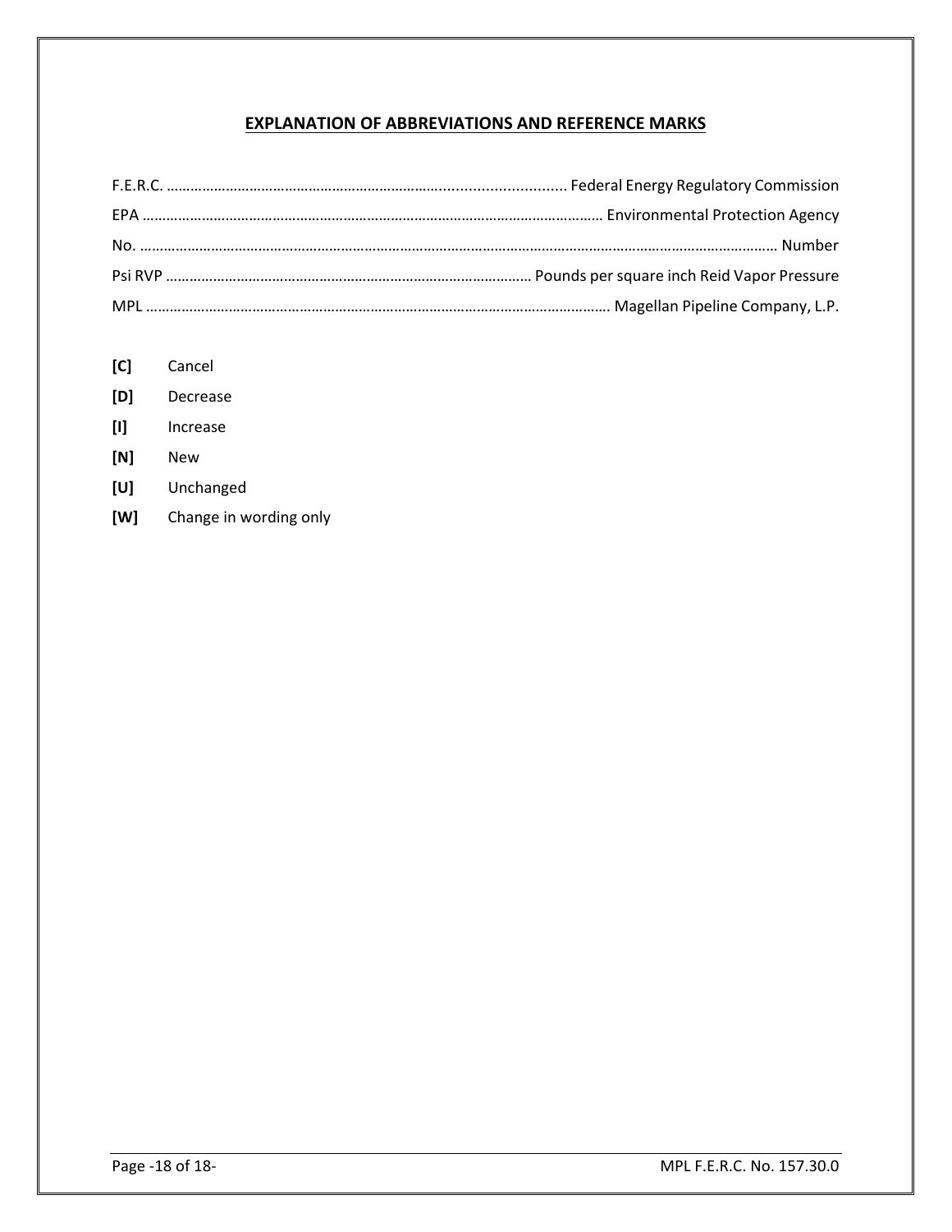## EXPLANATION OF ABBREVIATIONS AND REFERENCE MARKS

F.E.R.C. ........................................................................................ Federal Energy Regulatory Commission

EPA ........................................................................................................ Environmental Protection Agency

No. .......................................................................................................................................... Number

Psi RVP .......................................................................................... Pounds per square inch Reid Vapor Pressure

MPL ........................................................................................................ Magellan Pipeline Company, L.P.

**[C]** Cancel

**[D]** Decrease

**[I]** Increase

**[N]** New

**[U]** Unchanged

**[W]** Change in wording only